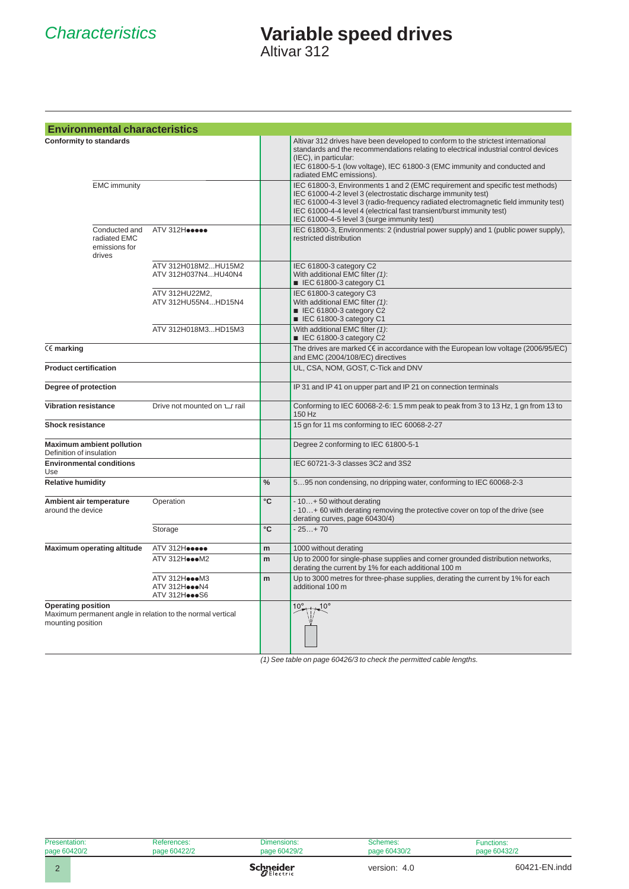# Characteristics

# Variable speed drives

Altivar 312

## Environmental characteristics

| | | | |
|---|---|---|---|
| **Conformity to standards** | | | Altivar 312 drives have been developed to conform to the strictest international standards and the recommendations relating to electrical industrial control devices (IEC), in particular: IEC 61800-5-1 (low voltage), IEC 61800-3 (EMC immunity and conducted and radiated EMC emissions). |
| EMC immunity | | | IEC 61800-3, Environments 1 and 2 (EMC requirement and specific test methods)<br>IEC 61000-4-2 level 3 (electrostatic discharge immunity test)<br>IEC 61000-4-3 level 3 (radio-frequency radiated electromagnetic field immunity test)<br>IEC 61000-4-4 level 4 (electrical fast transient/burst immunity test)<br>IEC 61000-4-5 level 3 (surge immunity test) |
| Conducted and radiated EMC emissions for drives | ATV 312H●●●●● | | IEC 61800-3, Environments: 2 (industrial power supply) and 1 (public power supply), restricted distribution |
| | ATV 312H018M2...HU15M2<br>ATV 312H037N4...HU40N4 | | IEC 61800-3 category C2<br>With additional EMC filter *(1)*:<br>■ IEC 61800-3 category C1 |
| | ATV 312HU22M2,<br>ATV 312HU55N4...HD15N4 | | IEC 61800-3 category C3<br>With additional EMC filter *(1)*:<br>■ IEC 61800-3 category C2<br>■ IEC 61800-3 category C1 |
| | ATV 312H018M3...HD15M3 | | With additional EMC filter *(1)*:<br>■ IEC 61800-3 category C2 |
| **CE marking** | | | The drives are marked CE in accordance with the European low voltage (2006/95/EC) and EMC (2004/108/EC) directives |
| **Product certification** | | | UL, CSA, NOM, GOST, C-Tick and DNV |
| **Degree of protection** | | | IP 31 and IP 41 on upper part and IP 21 on connection terminals |
| **Vibration resistance** | Drive not mounted on ⊔ rail | | Conforming to IEC 60068-2-6: 1.5 mm peak to peak from 3 to 13 Hz, 1 gn from 13 to 150 Hz |
| **Shock resistance** | | | 15 gn for 11 ms conforming to IEC 60068-2-27 |
| **Maximum ambient pollution**<br>Definition of insulation | | | Degree 2 conforming to IEC 61800-5-1 |
| **Environmental conditions**<br>Use | | | IEC 60721-3-3 classes 3C2 and 3S2 |
| **Relative humidity** | | % | 5…95 non condensing, no dripping water, conforming to IEC 60068-2-3 |
| **Ambient air temperature** around the device | Operation | °C | - 10…+ 50 without derating<br>- 10…+ 60 with derating removing the protective cover on top of the drive (see derating curves, page 60430/4) |
| | Storage | °C | - 25…+ 70 |
| **Maximum operating altitude** | ATV 312H●●●●● | m | 1000 without derating |
| | ATV 312H●●●M2 | m | Up to 2000 for single-phase supplies and corner grounded distribution networks, derating the current by 1% for each additional 100 m |
| | ATV 312H●●●M3<br>ATV 312H●●●N4<br>ATV 312H●●●S6 | m | Up to 3000 metres for three-phase supplies, derating the current by 1% for each additional 100 m |
| **Operating position**<br>Maximum permanent angle in relation to the normal vertical mounting position | | | 10° 10° |

*(1) See table on page 60426/3 to check the permitted cable lengths.*

| Presentation: | References: | Dimensions: | Schemes: | Functions: |
|---|---|---|---|---|
| page 60420/2 | page 60422/2 | page 60429/2 | page 60430/2 | page 60432/2 |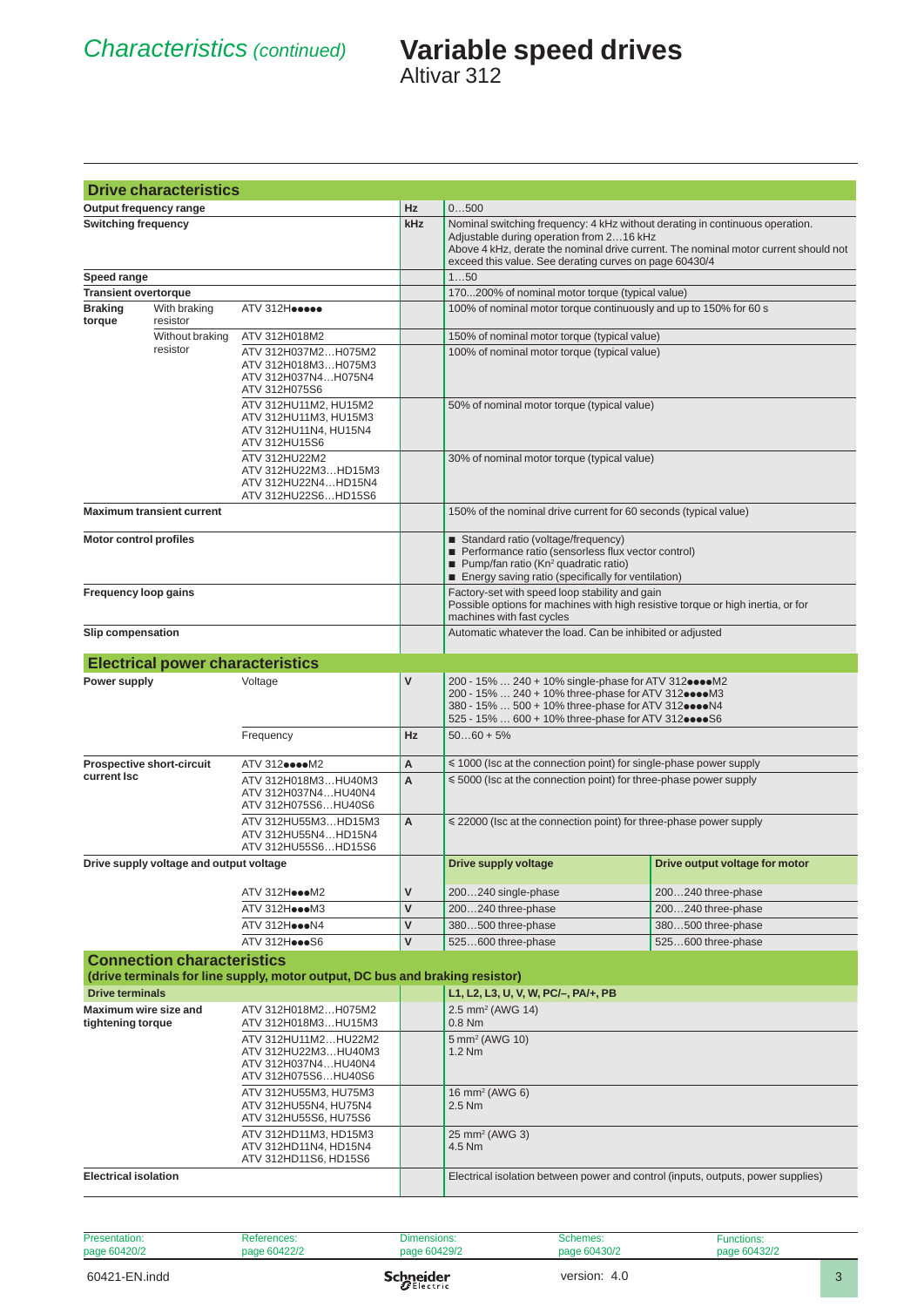# Characteristics (continued) — Variable speed drives Altivar 312

## Drive characteristics

| | | | | |
|---|---|---|---|---|
| **Output frequency range** | | | Hz | 0…500 |
| **Switching frequency** | | | kHz | Nominal switching frequency: 4 kHz without derating in continuous operation. Adjustable during operation from 2…16 kHz Above 4 kHz, derate the nominal drive current. The nominal motor current should not exceed this value. See derating curves on page 60430/4 |
| **Speed range** | | | | 1…50 |
| **Transient overtorque** | | | | 170…200% of nominal motor torque (typical value) |
| **Braking torque** | With braking resistor | ATV 312H●●●●● | | 100% of nominal motor torque continuously and up to 150% for 60 s |
| | Without braking resistor | ATV 312H018M2 | | 150% of nominal motor torque (typical value) |
| | | ATV 312H037M2…H075M2 ATV 312H018M3…H075M3 ATV 312H037N4…H075N4 ATV 312H075S6 | | 100% of nominal motor torque (typical value) |
| | | ATV 312HU11M2, HU15M2 ATV 312HU11M3, HU15M3 ATV 312HU11N4, HU15N4 ATV 312HU15S6 | | 50% of nominal motor torque (typical value) |
| | | ATV 312HU22M2 ATV 312HU22M3…HD15M3 ATV 312HU22N4…HD15N4 ATV 312HU22S6…HD15S6 | | 30% of nominal motor torque (typical value) |
| **Maximum transient current** | | | | 150% of the nominal drive current for 60 seconds (typical value) |
| **Motor control profiles** | | | | ■ Standard ratio (voltage/frequency) ■ Performance ratio (sensorless flux vector control) ■ Pump/fan ratio (Kn² quadratic ratio) ■ Energy saving ratio (specifically for ventilation) |
| **Frequency loop gains** | | | | Factory-set with speed loop stability and gain Possible options for machines with high resistive torque or high inertia, or for machines with fast cycles |
| **Slip compensation** | | | | Automatic whatever the load. Can be inhibited or adjusted |

## Electrical power characteristics

| | | | | |
|---|---|---|---|---|
| **Power supply** | Voltage | V | 200 - 15% … 240 + 10% single-phase for ATV 312●●●●M2 200 - 15% … 240 + 10% three-phase for ATV 312●●●●M3 380 - 15% … 500 + 10% three-phase for ATV 312●●●●N4 525 - 15% … 600 + 10% three-phase for ATV 312●●●●S6 | |
| | Frequency | Hz | 50…60 + 5% | |
| **Prospective short-circuit current Isc** | ATV 312●●●●M2 | A | ≤ 1000 (Isc at the connection point) for single-phase power supply | |
| | ATV 312H018M3…HU40M3 ATV 312H037N4…HU40N4 ATV 312H075S6…HU40S6 | A | ≤ 5000 (Isc at the connection point) for three-phase power supply | |
| | ATV 312HU55M3…HD15M3 ATV 312HU55N4…HD15N4 ATV 312HU55S6…HD15S6 | A | ≤ 22000 (Isc at the connection point) for three-phase power supply | |
| **Drive supply voltage and output voltage** | | | **Drive supply voltage** | **Drive output voltage for motor** |
| | ATV 312H●●●M2 | V | 200…240 single-phase | 200…240 three-phase |
| | ATV 312H●●●M3 | V | 200…240 three-phase | 200…240 three-phase |
| | ATV 312H●●●N4 | V | 380…500 three-phase | 380…500 three-phase |
| | ATV 312H●●●S6 | V | 525…600 three-phase | 525…600 three-phase |

## Connection characteristics
**(drive terminals for line supply, motor output, DC bus and braking resistor)**

| | | |
|---|---|---|
| **Drive terminals** | | **L1, L2, L3, U, V, W, PC/–, PA/+, PB** |
| **Maximum wire size and tightening torque** | ATV 312H018M2…H075M2 ATV 312H018M3…HU15M3 | 2.5 mm² (AWG 14) 0.8 Nm |
| | ATV 312HU11M2…HU22M2 ATV 312HU22M3…HU40M3 ATV 312H037N4…HU40N4 ATV 312H075S6…HU40S6 | 5 mm² (AWG 10) 1.2 Nm |
| | ATV 312HU55M3, HU75M3 ATV 312HU55N4, HU75N4 ATV 312HU55S6, HU75S6 | 16 mm² (AWG 6) 2.5 Nm |
| | ATV 312HD11M3, HD15M3 ATV 312HD11N4, HD15N4 ATV 312HD11S6, HD15S6 | 25 mm² (AWG 3) 4.5 Nm |
| **Electrical isolation** | | Electrical isolation between power and control (inputs, outputs, power supplies) |

Presentation: page 60420/2 | References: page 60422/2 | Dimensions: page 60429/2 | Schemes: page 60430/2 | Functions: page 60432/2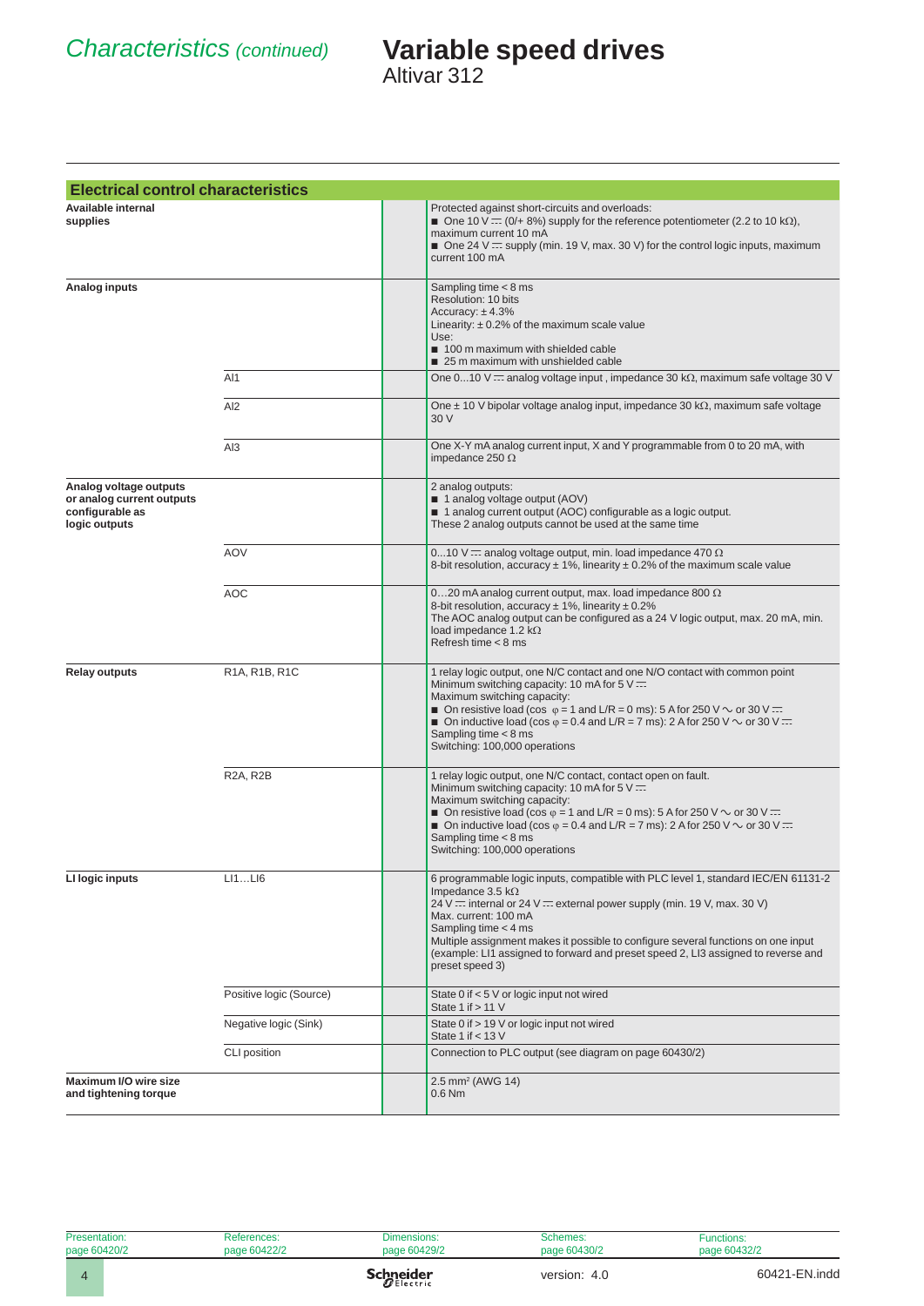# Characteristics *(continued)*

# Variable speed drives
Altivar 312

## Electrical control characteristics

| | | | |
|---|---|---|---|
| **Available internal supplies** | | | Protected against short-circuits and overloads:<br>■ One 10 V ⎓ (0/+ 8%) supply for the reference potentiometer (2.2 to 10 kΩ), maximum current 10 mA<br>■ One 24 V ⎓ supply (min. 19 V, max. 30 V) for the control logic inputs, maximum current 100 mA |
| **Analog inputs** | | | Sampling time < 8 ms<br>Resolution: 10 bits<br>Accuracy: ± 4.3%<br>Linearity: ± 0.2% of the maximum scale value<br>Use:<br>■ 100 m maximum with shielded cable<br>■ 25 m maximum with unshielded cable |
| | AI1 | | One 0...10 V ⎓ analog voltage input , impedance 30 kΩ, maximum safe voltage 30 V |
| | AI2 | | One ± 10 V bipolar voltage analog input, impedance 30 kΩ, maximum safe voltage 30 V |
| | AI3 | | One X-Y mA analog current input, X and Y programmable from 0 to 20 mA, with impedance 250 Ω |
| **Analog voltage outputs or analog current outputs configurable as logic outputs** | | | 2 analog outputs:<br>■ 1 analog voltage output (AOV)<br>■ 1 analog current output (AOC) configurable as a logic output.<br>These 2 analog outputs cannot be used at the same time |
| | AOV | | 0...10 V ⎓ analog voltage output, min. load impedance 470 Ω<br>8-bit resolution, accuracy ± 1%, linearity ± 0.2% of the maximum scale value |
| | AOC | | 0…20 mA analog current output, max. load impedance 800 Ω<br>8-bit resolution, accuracy ± 1%, linearity ± 0.2%<br>The AOC analog output can be configured as a 24 V logic output, max. 20 mA, min. load impedance 1.2 kΩ<br>Refresh time < 8 ms |
| **Relay outputs** | R1A, R1B, R1C | | 1 relay logic output, one N/C contact and one N/O contact with common point<br>Minimum switching capacity: 10 mA for 5 V ⎓<br>Maximum switching capacity:<br>■ On resistive load (cos φ = 1 and L/R = 0 ms): 5 A for 250 V ∿ or 30 V ⎓<br>■ On inductive load (cos φ = 0.4 and L/R = 7 ms): 2 A for 250 V ∿ or 30 V ⎓<br>Sampling time < 8 ms<br>Switching: 100,000 operations |
| | R2A, R2B | | 1 relay logic output, one N/C contact, contact open on fault.<br>Minimum switching capacity: 10 mA for 5 V ⎓<br>Maximum switching capacity:<br>■ On resistive load (cos φ = 1 and L/R = 0 ms): 5 A for 250 V ∿ or 30 V ⎓<br>■ On inductive load (cos φ = 0.4 and L/R = 7 ms): 2 A for 250 V ∿ or 30 V ⎓<br>Sampling time < 8 ms<br>Switching: 100,000 operations |
| **LI logic inputs** | LI1…LI6 | | 6 programmable logic inputs, compatible with PLC level 1, standard IEC/EN 61131-2<br>Impedance 3.5 kΩ<br>24 V ⎓ internal or 24 V ⎓ external power supply (min. 19 V, max. 30 V)<br>Max. current: 100 mA<br>Sampling time < 4 ms<br>Multiple assignment makes it possible to configure several functions on one input (example: LI1 assigned to forward and preset speed 2, LI3 assigned to reverse and preset speed 3) |
| | Positive logic (Source) | | State 0 if < 5 V or logic input not wired<br>State 1 if > 11 V |
| | Negative logic (Sink) | | State 0 if > 19 V or logic input not wired<br>State 1 if < 13 V |
| | CLI position | | Connection to PLC output (see diagram on page 60430/2) |
| **Maximum I/O wire size and tightening torque** | | | 2.5 mm² (AWG 14)<br>0.6 Nm |

| Presentation: | References: | Dimensions: | Schemes: | Functions: |
|---|---|---|---|---|
| page 60420/2 | page 60422/2 | page 60429/2 | page 60430/2 | page 60432/2 |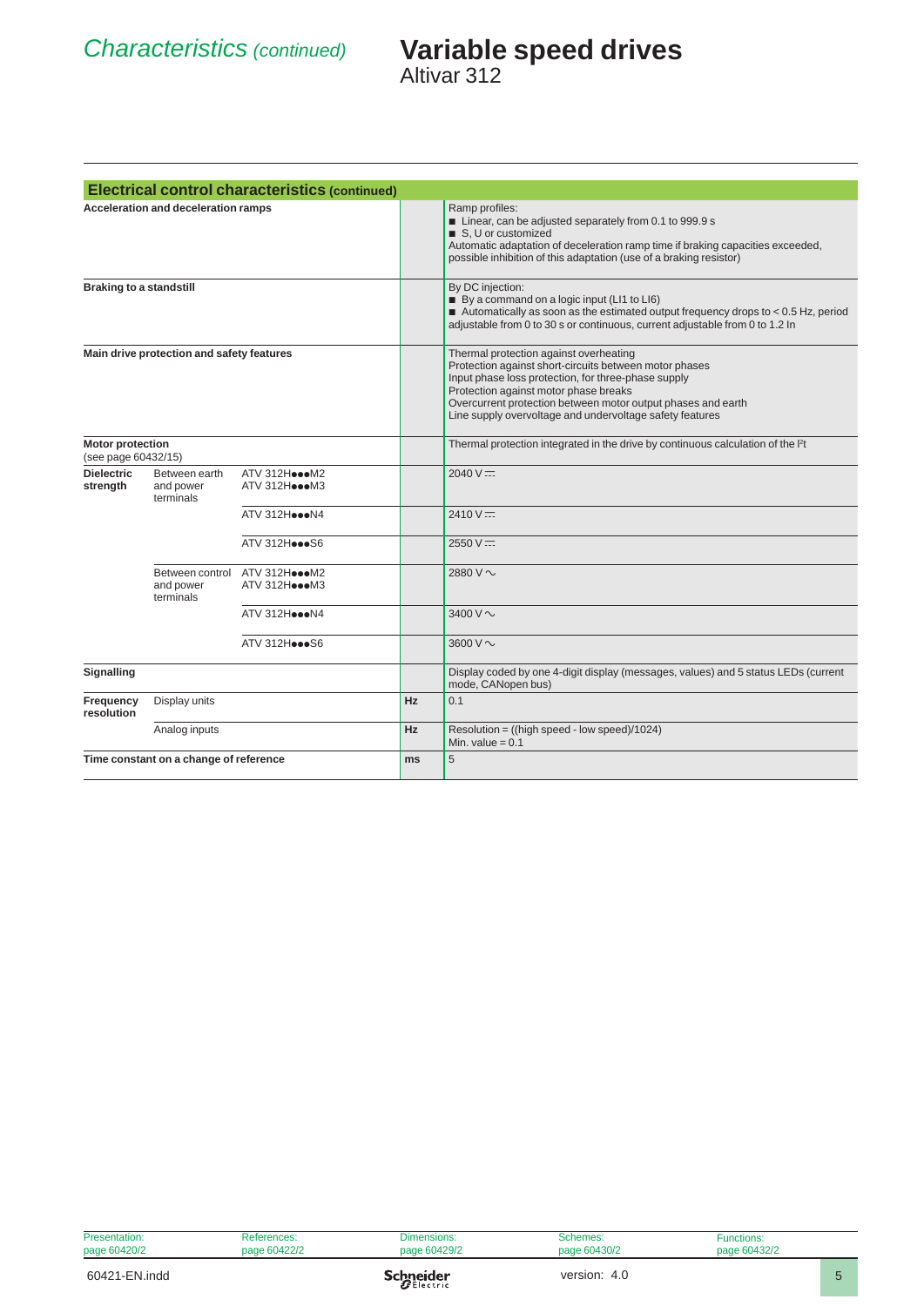# Characteristics *(continued)*

# Variable speed drives
Altivar 312

| Electrical control characteristics (continued) | | | | |
|---|---|---|---|---|
| **Acceleration and deceleration ramps** | | | | Ramp profiles:<br>■ Linear, can be adjusted separately from 0.1 to 999.9 s<br>■ S, U or customized<br>Automatic adaptation of deceleration ramp time if braking capacities exceeded, possible inhibition of this adaptation (use of a braking resistor) |
| **Braking to a standstill** | | | | By DC injection:<br>■ By a command on a logic input (LI1 to LI6)<br>■ Automatically as soon as the estimated output frequency drops to < 0.5 Hz, period adjustable from 0 to 30 s or continuous, current adjustable from 0 to 1.2 In |
| **Main drive protection and safety features** | | | | Thermal protection against overheating<br>Protection against short-circuits between motor phases<br>Input phase loss protection, for three-phase supply<br>Protection against motor phase breaks<br>Overcurrent protection between motor output phases and earth<br>Line supply overvoltage and undervoltage safety features |
| **Motor protection** (see page 60432/15) | | | | Thermal protection integrated in the drive by continuous calculation of the $I^2t$ |
| **Dielectric strength** | Between earth and power terminals | ATV 312H●●●M2<br>ATV 312H●●●M3 | | 2040 V ⎓ |
| | | ATV 312H●●●N4 | | 2410 V ⎓ |
| | | ATV 312H●●●S6 | | 2550 V ⎓ |
| | Between control and power terminals | ATV 312H●●●M2<br>ATV 312H●●●M3 | | 2880 V ∿ |
| | | ATV 312H●●●N4 | | 3400 V ∿ |
| | | ATV 312H●●●S6 | | 3600 V ∿ |
| **Signalling** | | | | Display coded by one 4-digit display (messages, values) and 5 status LEDs (current mode, CANopen bus) |
| **Frequency resolution** | Display units | | **Hz** | 0.1 |
| | Analog inputs | | **Hz** | Resolution = ((high speed - low speed)/1024)<br>Min. value = 0.1 |
| **Time constant on a change of reference** | | | **ms** | 5 |

| Presentation: page 60420/2 | References: page 60422/2 | Dimensions: page 60429/2 | Schemes: page 60430/2 | Functions: page 60432/2 |
|---|---|---|---|---|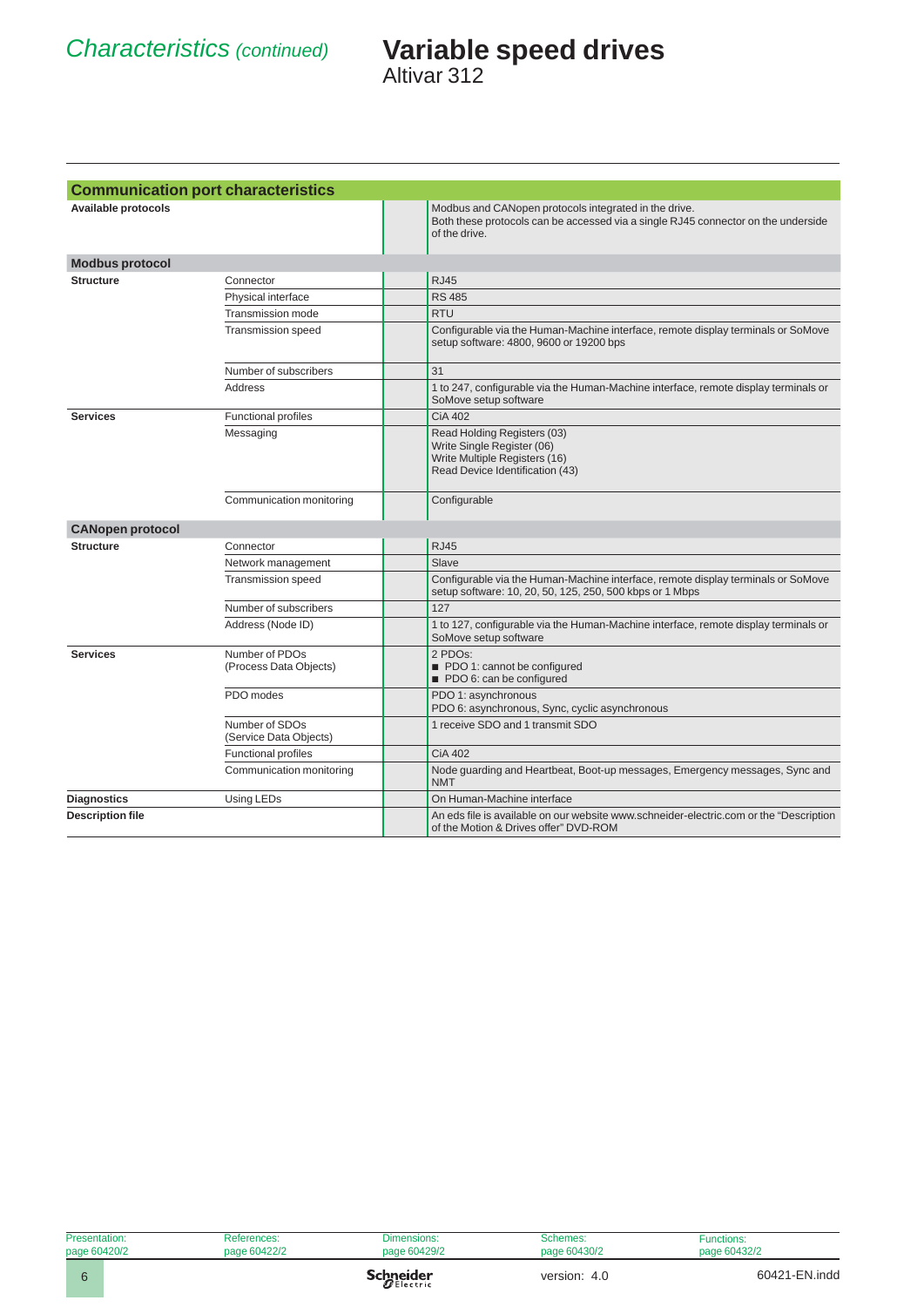# Characteristics (continued)

# Variable speed drives
## Altivar 312

| Communication port characteristics | | |
|---|---|---|
| **Available protocols** | | Modbus and CANopen protocols integrated in the drive.<br>Both these protocols can be accessed via a single RJ45 connector on the underside of the drive. |
| **Modbus protocol** | | |
| **Structure** | Connector | RJ45 |
| | Physical interface | RS 485 |
| | Transmission mode | RTU |
| | Transmission speed | Configurable via the Human-Machine interface, remote display terminals or SoMove setup software: 4800, 9600 or 19200 bps |
| | Number of subscribers | 31 |
| | Address | 1 to 247, configurable via the Human-Machine interface, remote display terminals or SoMove setup software |
| **Services** | Functional profiles | CiA 402 |
| | Messaging | Read Holding Registers (03)<br>Write Single Register (06)<br>Write Multiple Registers (16)<br>Read Device Identification (43) |
| | Communication monitoring | Configurable |
| **CANopen protocol** | | |
| **Structure** | Connector | RJ45 |
| | Network management | Slave |
| | Transmission speed | Configurable via the Human-Machine interface, remote display terminals or SoMove setup software: 10, 20, 50, 125, 250, 500 kbps or 1 Mbps |
| | Number of subscribers | 127 |
| | Address (Node ID) | 1 to 127, configurable via the Human-Machine interface, remote display terminals or SoMove setup software |
| **Services** | Number of PDOs (Process Data Objects) | 2 PDOs:<br>■ PDO 1: cannot be configured<br>■ PDO 6: can be configured |
| | PDO modes | PDO 1: asynchronous<br>PDO 6: asynchronous, Sync, cyclic asynchronous |
| | Number of SDOs (Service Data Objects) | 1 receive SDO and 1 transmit SDO |
| | Functional profiles | CiA 402 |
| | Communication monitoring | Node guarding and Heartbeat, Boot-up messages, Emergency messages, Sync and NMT |
| **Diagnostics** | Using LEDs | On Human-Machine interface |
| **Description file** | | An eds file is available on our website www.schneider-electric.com or the "Description of the Motion & Drives offer" DVD-ROM |

Presentation: page 60420/2 | References: page 60422/2 | Dimensions: page 60429/2 | Schemes: page 60430/2 | Functions: page 60432/2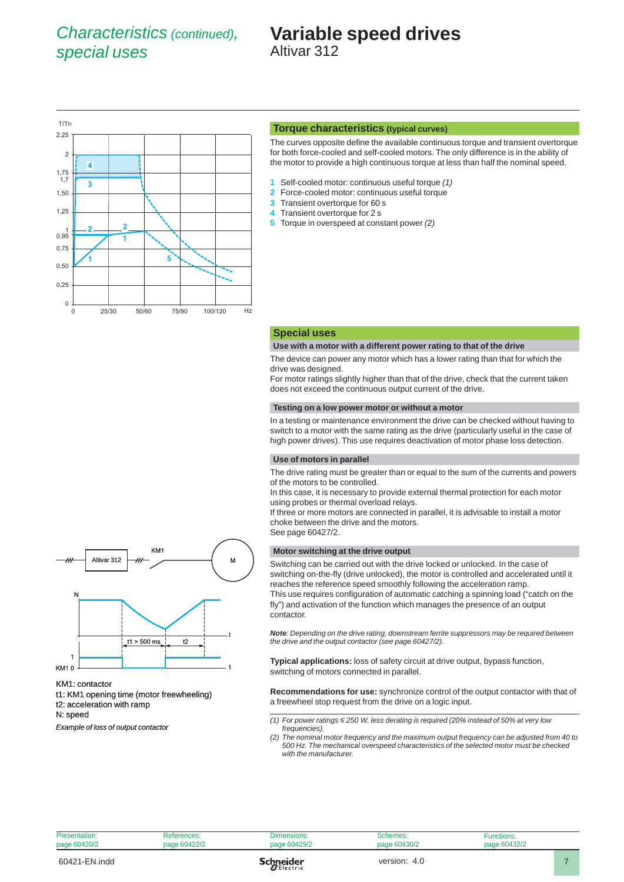# *Characteristics (continued), special uses*

# Variable speed drives

Altivar 312

T/Tn

2,25

2

1,75

1,7

1,50

1,25

1

0,95

0,75

0,50

0,25

0

0

25/30

50/60

75/90

100/120

Hz

4

3

2

2

1

1

5

## Torque characteristics (typical curves)

The curves opposite define the available continuous torque and transient overtorque for both force-cooled and self-cooled motors. The only difference is in the ability of the motor to provide a high continuous torque at less than half the nominal speed.

1 Self-cooled motor: continuous useful torque *(1)*
2 Force-cooled motor: continuous useful torque
3 Transient overtorque for 60 s
4 Transient overtorque for 2 s
5 Torque in overspeed at constant power *(2)*

## Special uses

### Use with a motor with a different power rating to that of the drive

The device can power any motor which has a lower rating than that for which the drive was designed.
For motor ratings slightly higher than that of the drive, check that the current taken does not exceed the continuous output current of the drive.

### Testing on a low power motor or without a motor

In a testing or maintenance environment the drive can be checked without having to switch to a motor with the same rating as the drive (particularly useful in the case of high power drives). This use requires deactivation of motor phase loss detection.

### Use of motors in parallel

The drive rating must be greater than or equal to the sum of the currents and powers of the motors to be controlled.
In this case, it is necessary to provide external thermal protection for each motor using probes or thermal overload relays.
If three or more motors are connected in parallel, it is advisable to install a motor choke between the drive and the motors.
See page 60427/2.

### Motor switching at the drive output

Altivar 312

KM1

M

N

t

t1 > 500 ms

t2

1

KM1 0

t

KM1: contactor
t1: KM1 opening time (motor freewheeling)
t2: acceleration with ramp
N: speed

*Example of loss of output contactor*

Switching can be carried out with the drive locked or unlocked. In the case of switching on-the-fly (drive unlocked), the motor is controlled and accelerated until it reaches the reference speed smoothly following the acceleration ramp.
This use requires configuration of automatic catching a spinning load ("catch on the fly") and activation of the function which manages the presence of an output contactor.

***Note****: Depending on the drive rating, downstream ferrite suppressors may be required between the drive and the output contactor (see page 60427/2).*

**Typical applications:** loss of safety circuit at drive output, bypass function, switching of motors connected in parallel.

**Recommendations for use:** synchronize control of the output contactor with that of a freewheel stop request from the drive on a logic input.

*(1) For power ratings ≤ 250 W, less derating is required (20% instead of 50% at very low frequencies).*
*(2) The nominal motor frequency and the maximum output frequency can be adjusted from 40 to 500 Hz. The mechanical overspeed characteristics of the selected motor must be checked with the manufacturer.*

| Presentation: | References: | Dimensions: | Schemes: | Functions: |
|---|---|---|---|---|
| page 60420/2 | page 60422/2 | page 60429/2 | page 60430/2 | page 60432/2 |